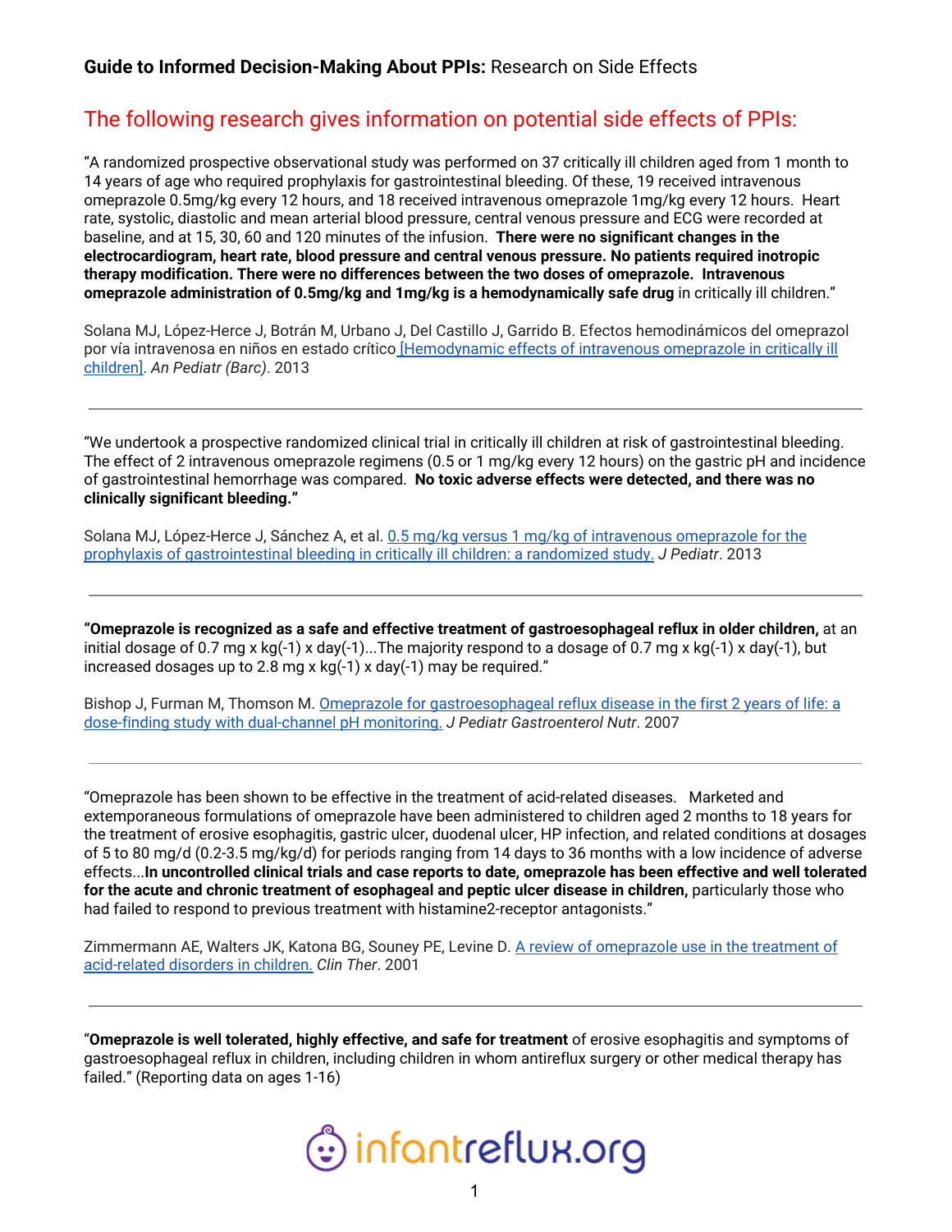**Guide to Informed Decision-Making About PPIs:** Research on Side Effects

## The following research gives information on potential side effects of PPIs:

"A randomized prospective observational study was performed on 37 critically ill children aged from 1 month to 14 years of age who required prophylaxis for gastrointestinal bleeding. Of these, 19 received intravenous omeprazole 0.5mg/kg every 12 hours, and 18 received intravenous omeprazole 1mg/kg every 12 hours. Heart rate, systolic, diastolic and mean arterial blood pressure, central venous pressure and ECG were recorded at baseline, and at 15, 30, 60 and 120 minutes of the infusion. **There were no significant changes in the electrocardiogram, heart rate, blood pressure and central venous pressure. No patients required inotropic therapy modification. There were no differences between the two doses of omeprazole. Intravenous omeprazole administration of 0.5mg/kg and 1mg/kg is a hemodynamically safe drug** in critically ill children."

Solana MJ, López-Herce J, Botrán M, Urbano J, Del Castillo J, Garrido B. Efectos hemodinámicos del omeprazol por vía intravenosa en niños en estado crítico [Hemodynamic effects of intravenous omeprazole in critically ill children]. *An Pediatr (Barc)*. 2013

---

"We undertook a prospective randomized clinical trial in critically ill children at risk of gastrointestinal bleeding. The effect of 2 intravenous omeprazole regimens (0.5 or 1 mg/kg every 12 hours) on the gastric pH and incidence of gastrointestinal hemorrhage was compared. **No toxic adverse effects were detected, and there was no clinically significant bleeding."**

Solana MJ, López-Herce J, Sánchez A, et al. 0.5 mg/kg versus 1 mg/kg of intravenous omeprazole for the prophylaxis of gastrointestinal bleeding in critically ill children: a randomized study. *J Pediatr*. 2013

---

**"Omeprazole is recognized as a safe and effective treatment of gastroesophageal reflux in older children,** at an initial dosage of 0.7 mg x kg(-1) x day(-1)...The majority respond to a dosage of 0.7 mg x kg(-1) x day(-1), but increased dosages up to 2.8 mg x kg(-1) x day(-1) may be required."

Bishop J, Furman M, Thomson M. Omeprazole for gastroesophageal reflux disease in the first 2 years of life: a dose-finding study with dual-channel pH monitoring. *J Pediatr Gastroenterol Nutr*. 2007

---

"Omeprazole has been shown to be effective in the treatment of acid-related diseases. Marketed and extemporaneous formulations of omeprazole have been administered to children aged 2 months to 18 years for the treatment of erosive esophagitis, gastric ulcer, duodenal ulcer, HP infection, and related conditions at dosages of 5 to 80 mg/d (0.2-3.5 mg/kg/d) for periods ranging from 14 days to 36 months with a low incidence of adverse effects...**In uncontrolled clinical trials and case reports to date, omeprazole has been effective and well tolerated for the acute and chronic treatment of esophageal and peptic ulcer disease in children,** particularly those who had failed to respond to previous treatment with histamine2-receptor antagonists."

Zimmermann AE, Walters JK, Katona BG, Souney PE, Levine D. A review of omeprazole use in the treatment of acid-related disorders in children. *Clin Ther*. 2001

---

"**Omeprazole is well tolerated, highly effective, and safe for treatment** of erosive esophagitis and symptoms of gastroesophageal reflux in children, including children in whom antireflux surgery or other medical therapy has failed." (Reporting data on ages 1-16)

infantreflux.org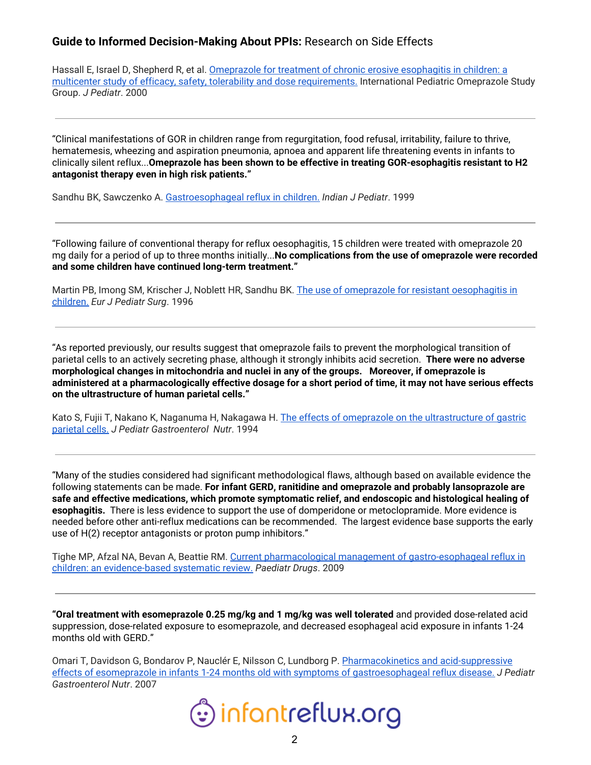**Guide to Informed Decision-Making About PPIs:** Research on Side Effects

Hassall E, Israel D, Shepherd R, et al. Omeprazole for treatment of chronic erosive esophagitis in children: a multicenter study of efficacy, safety, tolerability and dose requirements. International Pediatric Omeprazole Study Group. *J Pediatr*. 2000

---

"Clinical manifestations of GOR in children range from regurgitation, food refusal, irritability, failure to thrive, hematemesis, wheezing and aspiration pneumonia, apnoea and apparent life threatening events in infants to clinically silent reflux...**Omeprazole has been shown to be effective in treating GOR-esophagitis resistant to H2 antagonist therapy even in high risk patients."**

Sandhu BK, Sawczenko A. Gastroesophageal reflux in children. *Indian J Pediatr*. 1999

---

"Following failure of conventional therapy for reflux oesophagitis, 15 children were treated with omeprazole 20 mg daily for a period of up to three months initially...**No complications from the use of omeprazole were recorded and some children have continued long-term treatment."**

Martin PB, Imong SM, Krischer J, Noblett HR, Sandhu BK. The use of omeprazole for resistant oesophagitis in children. *Eur J Pediatr Surg*. 1996

---

"As reported previously, our results suggest that omeprazole fails to prevent the morphological transition of parietal cells to an actively secreting phase, although it strongly inhibits acid secretion. **There were no adverse morphological changes in mitochondria and nuclei in any of the groups. Moreover, if omeprazole is administered at a pharmacologically effective dosage for a short period of time, it may not have serious effects on the ultrastructure of human parietal cells."**

Kato S, Fujii T, Nakano K, Naganuma H, Nakagawa H. The effects of omeprazole on the ultrastructure of gastric parietal cells. *J Pediatr Gastroenterol Nutr*. 1994

---

"Many of the studies considered had significant methodological flaws, although based on available evidence the following statements can be made. **For infant GERD, ranitidine and omeprazole and probably lansoprazole are safe and effective medications, which promote symptomatic relief, and endoscopic and histological healing of esophagitis.** There is less evidence to support the use of domperidone or metoclopramide. More evidence is needed before other anti-reflux medications can be recommended. The largest evidence base supports the early use of H(2) receptor antagonists or proton pump inhibitors."

Tighe MP, Afzal NA, Bevan A, Beattie RM. Current pharmacological management of gastro-esophageal reflux in children: an evidence-based systematic review. *Paediatr Drugs*. 2009

---

**"Oral treatment with esomeprazole 0.25 mg/kg and 1 mg/kg was well tolerated** and provided dose-related acid suppression, dose-related exposure to esomeprazole, and decreased esophageal acid exposure in infants 1-24 months old with GERD."

Omari T, Davidson G, Bondarov P, Nauclér E, Nilsson C, Lundborg P. Pharmacokinetics and acid-suppressive effects of esomeprazole in infants 1-24 months old with symptoms of gastroesophageal reflux disease. *J Pediatr Gastroenterol Nutr*. 2007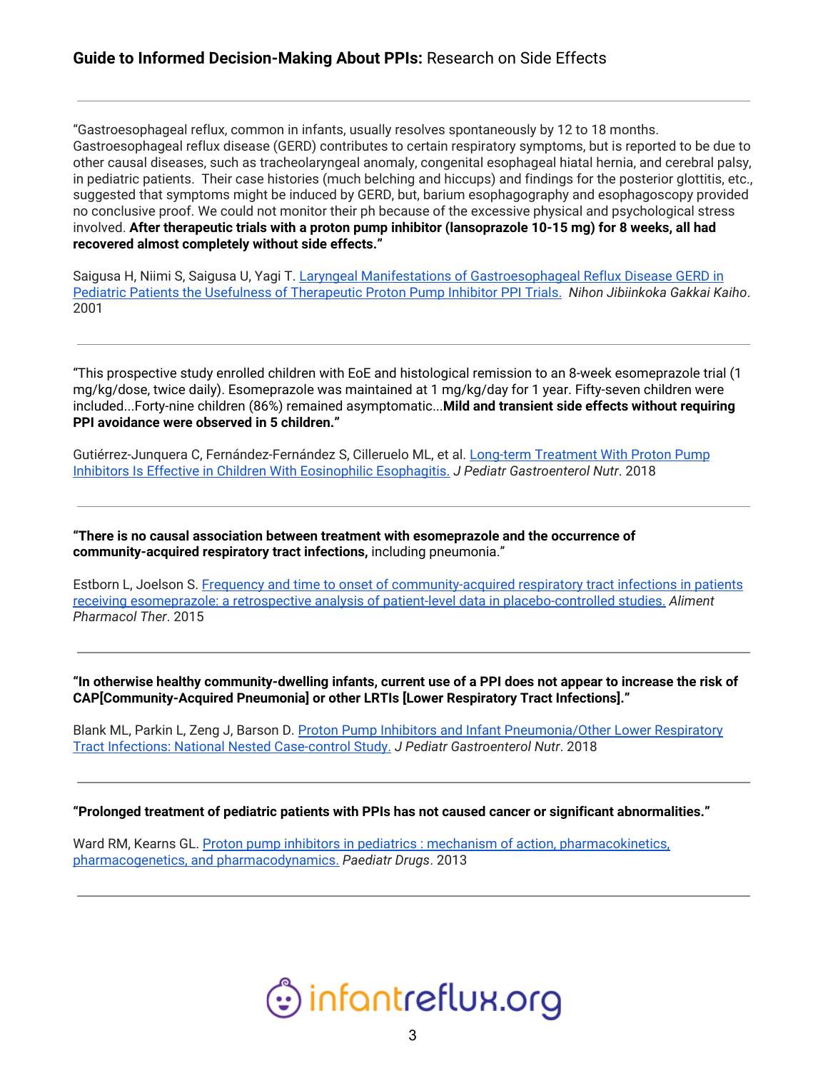"Gastroesophageal reflux, common in infants, usually resolves spontaneously by 12 to 18 months. Gastroesophageal reflux disease (GERD) contributes to certain respiratory symptoms, but is reported to be due to other causal diseases, such as tracheolaryngeal anomaly, congenital esophageal hiatal hernia, and cerebral palsy, in pediatric patients.  Their case histories (much belching and hiccups) and findings for the posterior glottitis, etc., suggested that symptoms might be induced by GERD, but, barium esophagography and esophagoscopy provided no conclusive proof. We could not monitor their ph because of the excessive physical and psychological stress involved. **After therapeutic trials with a proton pump inhibitor (lansoprazole 10-15 mg) for 8 weeks, all had recovered almost completely without side effects."**

Saigusa H, Niimi S, Saigusa U, Yagi T. Laryngeal Manifestations of Gastroesophageal Reflux Disease GERD in Pediatric Patients the Usefulness of Therapeutic Proton Pump Inhibitor PPI Trials. *Nihon Jibiinkoka Gakkai Kaiho*. 2001

---

"This prospective study enrolled children with EoE and histological remission to an 8-week esomeprazole trial (1 mg/kg/dose, twice daily). Esomeprazole was maintained at 1 mg/kg/day for 1 year. Fifty-seven children were included...Forty-nine children (86%) remained asymptomatic...**Mild and transient side effects without requiring PPI avoidance were observed in 5 children."**

Gutiérrez-Junquera C, Fernández-Fernández S, Cilleruelo ML, et al. Long-term Treatment With Proton Pump Inhibitors Is Effective in Children With Eosinophilic Esophagitis. *J Pediatr Gastroenterol Nutr*. 2018

---

**"There is no causal association between treatment with esomeprazole and the occurrence of community-acquired respiratory tract infections,** including pneumonia."

Estborn L, Joelson S. Frequency and time to onset of community-acquired respiratory tract infections in patients receiving esomeprazole: a retrospective analysis of patient-level data in placebo-controlled studies. *Aliment Pharmacol Ther*. 2015

---

**"In otherwise healthy community-dwelling infants, current use of a PPI does not appear to increase the risk of CAP[Community-Acquired Pneumonia] or other LRTIs [Lower Respiratory Tract Infections]."**

Blank ML, Parkin L, Zeng J, Barson D. Proton Pump Inhibitors and Infant Pneumonia/Other Lower Respiratory Tract Infections: National Nested Case-control Study. *J Pediatr Gastroenterol Nutr*. 2018

---

**"Prolonged treatment of pediatric patients with PPIs has not caused cancer or significant abnormalities."**

Ward RM, Kearns GL. Proton pump inhibitors in pediatrics : mechanism of action, pharmacokinetics, pharmacogenetics, and pharmacodynamics. *Paediatr Drugs*. 2013

---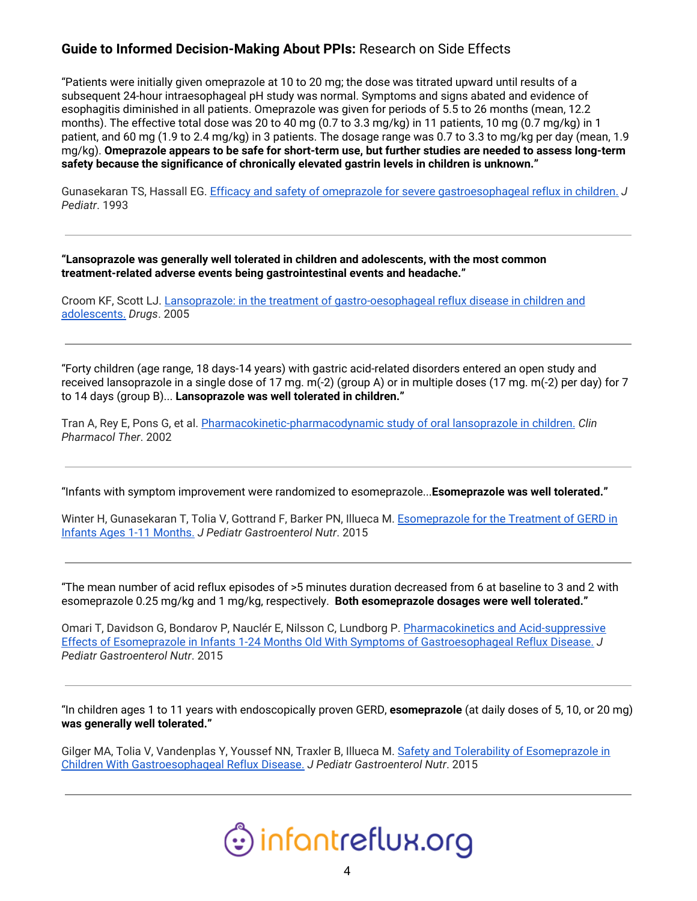"Patients were initially given omeprazole at 10 to 20 mg; the dose was titrated upward until results of a subsequent 24-hour intraesophageal pH study was normal. Symptoms and signs abated and evidence of esophagitis diminished in all patients. Omeprazole was given for periods of 5.5 to 26 months (mean, 12.2 months). The effective total dose was 20 to 40 mg (0.7 to 3.3 mg/kg) in 11 patients, 10 mg (0.7 mg/kg) in 1 patient, and 60 mg (1.9 to 2.4 mg/kg) in 3 patients. The dosage range was 0.7 to 3.3 to mg/kg per day (mean, 1.9 mg/kg). **Omeprazole appears to be safe for short-term use, but further studies are needed to assess long-term safety because the significance of chronically elevated gastrin levels in children is unknown."**

Gunasekaran TS, Hassall EG. [Efficacy and safety of omeprazole for severe gastroesophageal reflux in children.]() *J Pediatr*. 1993

---

**"Lansoprazole was generally well tolerated in children and adolescents, with the most common treatment-related adverse events being gastrointestinal events and headache."**

Croom KF, Scott LJ. [Lansoprazole: in the treatment of gastro-oesophageal reflux disease in children and adolescents.]() *Drugs*. 2005

---

"Forty children (age range, 18 days-14 years) with gastric acid-related disorders entered an open study and received lansoprazole in a single dose of 17 mg. m(-2) (group A) or in multiple doses (17 mg. m(-2) per day) for 7 to 14 days (group B)... **Lansoprazole was well tolerated in children."**

Tran A, Rey E, Pons G, et al. [Pharmacokinetic-pharmacodynamic study of oral lansoprazole in children.]() *Clin Pharmacol Ther*. 2002

---

"Infants with symptom improvement were randomized to esomeprazole...**Esomeprazole was well tolerated."**

Winter H, Gunasekaran T, Tolia V, Gottrand F, Barker PN, Illueca M. [Esomeprazole for the Treatment of GERD in Infants Ages 1-11 Months.]() *J Pediatr Gastroenterol Nutr*. 2015

---

"The mean number of acid reflux episodes of >5 minutes duration decreased from 6 at baseline to 3 and 2 with esomeprazole 0.25 mg/kg and 1 mg/kg, respectively. **Both esomeprazole dosages were well tolerated."**

Omari T, Davidson G, Bondarov P, Nauclér E, Nilsson C, Lundborg P. [Pharmacokinetics and Acid-suppressive Effects of Esomeprazole in Infants 1-24 Months Old With Symptoms of Gastroesophageal Reflux Disease.]() *J Pediatr Gastroenterol Nutr*. 2015

---

"In children ages 1 to 11 years with endoscopically proven GERD, **esomeprazole** (at daily doses of 5, 10, or 20 mg) **was generally well tolerated."**

Gilger MA, Tolia V, Vandenplas Y, Youssef NN, Traxler B, Illueca M. [Safety and Tolerability of Esomeprazole in Children With Gastroesophageal Reflux Disease.]() *J Pediatr Gastroenterol Nutr*. 2015

---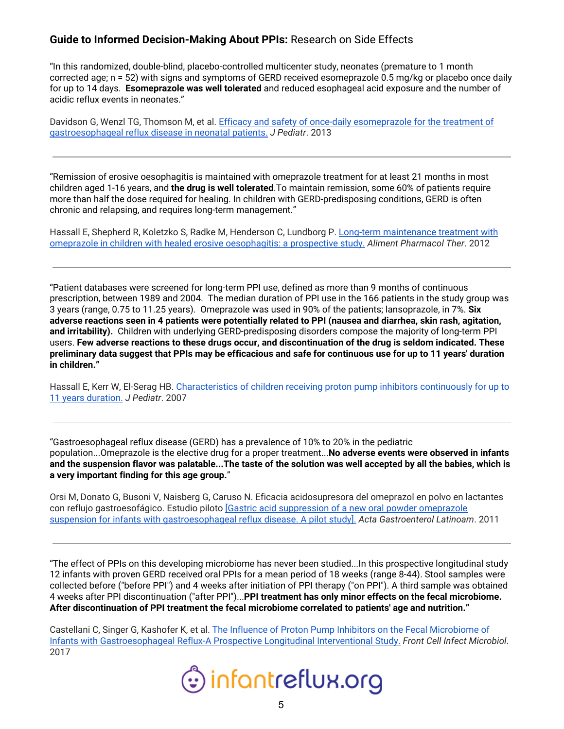**Guide to Informed Decision-Making About PPIs:** Research on Side Effects

"In this randomized, double-blind, placebo-controlled multicenter study, neonates (premature to 1 month corrected age; n = 52) with signs and symptoms of GERD received esomeprazole 0.5 mg/kg or placebo once daily for up to 14 days. **Esomeprazole was well tolerated** and reduced esophageal acid exposure and the number of acidic reflux events in neonates."

Davidson G, Wenzl TG, Thomson M, et al. [Efficacy and safety of once-daily esomeprazole for the treatment of gastroesophageal reflux disease in neonatal patients.]() *J Pediatr*. 2013

---

"Remission of erosive oesophagitis is maintained with omeprazole treatment for at least 21 months in most children aged 1-16 years, and **the drug is well tolerated**.To maintain remission, some 60% of patients require more than half the dose required for healing. In children with GERD-predisposing conditions, GERD is often chronic and relapsing, and requires long-term management."

Hassall E, Shepherd R, Koletzko S, Radke M, Henderson C, Lundborg P. [Long-term maintenance treatment with omeprazole in children with healed erosive oesophagitis: a prospective study.]() *Aliment Pharmacol Ther*. 2012

---

"Patient databases were screened for long-term PPI use, defined as more than 9 months of continuous prescription, between 1989 and 2004. The median duration of PPI use in the 166 patients in the study group was 3 years (range, 0.75 to 11.25 years). Omeprazole was used in 90% of the patients; lansoprazole, in 7%. **Six adverse reactions seen in 4 patients were potentially related to PPI (nausea and diarrhea, skin rash, agitation, and irritability).** Children with underlying GERD-predisposing disorders compose the majority of long-term PPI users. **Few adverse reactions to these drugs occur, and discontinuation of the drug is seldom indicated. These preliminary data suggest that PPIs may be efficacious and safe for continuous use for up to 11 years' duration in children."**

Hassall E, Kerr W, El-Serag HB. [Characteristics of children receiving proton pump inhibitors continuously for up to 11 years duration.]() *J Pediatr*. 2007

---

"Gastroesophageal reflux disease (GERD) has a prevalence of 10% to 20% in the pediatric population...Omeprazole is the elective drug for a proper treatment...**No adverse events were observed in infants and the suspension flavor was palatable...The taste of the solution was well accepted by all the babies, which is a very important finding for this age group.**"

Orsi M, Donato G, Busoni V, Naisberg G, Caruso N. Eficacia acidosupresora del omeprazol en polvo en lactantes con reflujo gastroesofágico. Estudio piloto [[Gastric acid suppression of a new oral powder omeprazole suspension for infants with gastroesophageal reflux disease. A pilot study].]() *Acta Gastroenterol Latinoam*. 2011

---

"The effect of PPIs on this developing microbiome has never been studied...In this prospective longitudinal study 12 infants with proven GERD received oral PPIs for a mean period of 18 weeks (range 8-44). Stool samples were collected before ("before PPI") and 4 weeks after initiation of PPI therapy ("on PPI"). A third sample was obtained 4 weeks after PPI discontinuation ("after PPI")...**PPI treatment has only minor effects on the fecal microbiome. After discontinuation of PPI treatment the fecal microbiome correlated to patients' age and nutrition."**

Castellani C, Singer G, Kashofer K, et al. [The Influence of Proton Pump Inhibitors on the Fecal Microbiome of Infants with Gastroesophageal Reflux-A Prospective Longitudinal Interventional Study.]() *Front Cell Infect Microbiol*. 2017

infantreflux.org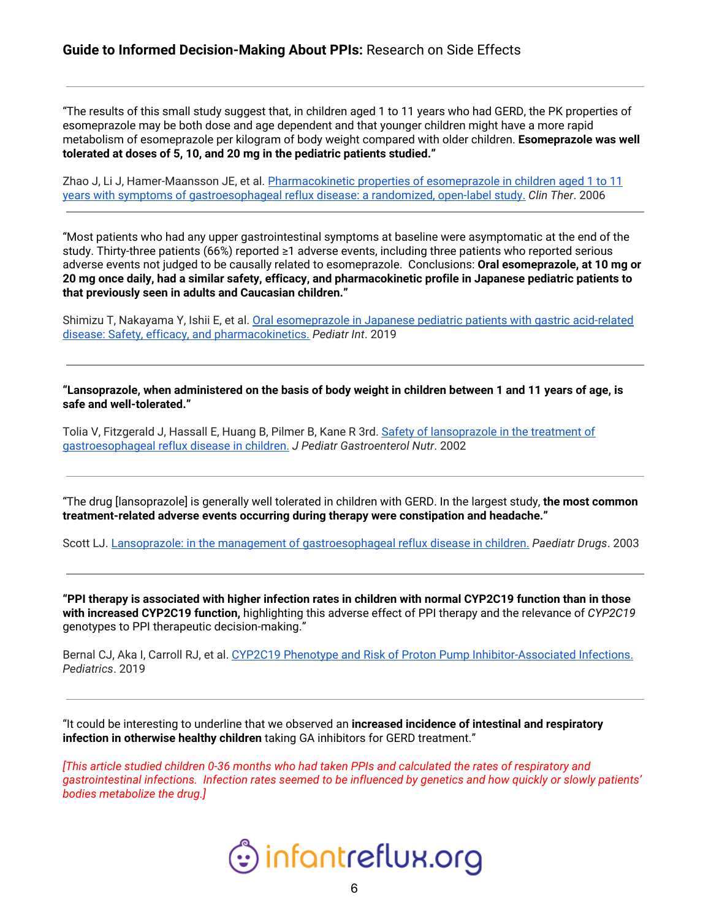"The results of this small study suggest that, in children aged 1 to 11 years who had GERD, the PK properties of esomeprazole may be both dose and age dependent and that younger children might have a more rapid metabolism of esomeprazole per kilogram of body weight compared with older children. **Esomeprazole was well tolerated at doses of 5, 10, and 20 mg in the pediatric patients studied."**

Zhao J, Li J, Hamer-Maansson JE, et al. [Pharmacokinetic properties of esomeprazole in children aged 1 to 11 years with symptoms of gastroesophageal reflux disease: a randomized, open-label study.]() *Clin Ther*. 2006

---

"Most patients who had any upper gastrointestinal symptoms at baseline were asymptomatic at the end of the study. Thirty-three patients (66%) reported ≥1 adverse events, including three patients who reported serious adverse events not judged to be causally related to esomeprazole. Conclusions: **Oral esomeprazole, at 10 mg or 20 mg once daily, had a similar safety, efficacy, and pharmacokinetic profile in Japanese pediatric patients to that previously seen in adults and Caucasian children."**

Shimizu T, Nakayama Y, Ishii E, et al. [Oral esomeprazole in Japanese pediatric patients with gastric acid-related disease: Safety, efficacy, and pharmacokinetics.]() *Pediatr Int*. 2019

---

**"Lansoprazole, when administered on the basis of body weight in children between 1 and 11 years of age, is safe and well-tolerated."**

Tolia V, Fitzgerald J, Hassall E, Huang B, Pilmer B, Kane R 3rd. [Safety of lansoprazole in the treatment of gastroesophageal reflux disease in children.]() *J Pediatr Gastroenterol Nutr*. 2002

---

"The drug [lansoprazole] is generally well tolerated in children with GERD. In the largest study, **the most common treatment-related adverse events occurring during therapy were constipation and headache."**

Scott LJ. [Lansoprazole: in the management of gastroesophageal reflux disease in children.]() *Paediatr Drugs*. 2003

---

**"PPI therapy is associated with higher infection rates in children with normal CYP2C19 function than in those with increased CYP2C19 function,** highlighting this adverse effect of PPI therapy and the relevance of *CYP2C19* genotypes to PPI therapeutic decision-making."

Bernal CJ, Aka I, Carroll RJ, et al. [CYP2C19 Phenotype and Risk of Proton Pump Inhibitor-Associated Infections.]() *Pediatrics*. 2019

---

"It could be interesting to underline that we observed an **increased incidence of intestinal and respiratory infection in otherwise healthy children** taking GA inhibitors for GERD treatment."

*[This article studied children 0-36 months who had taken PPIs and calculated the rates of respiratory and gastrointestinal infections. Infection rates seemed to be influenced by genetics and how quickly or slowly patients' bodies metabolize the drug.]*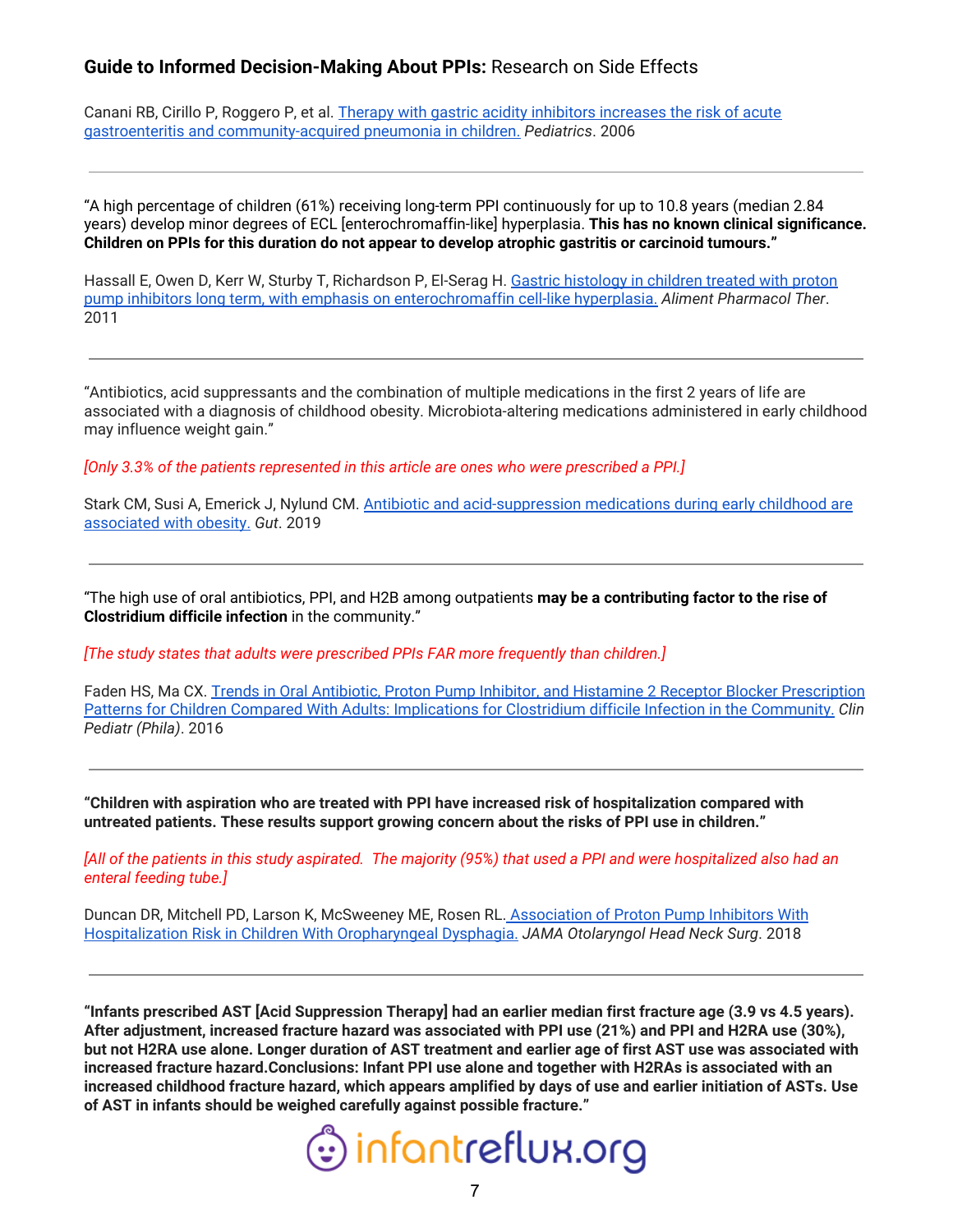Canani RB, Cirillo P, Roggero P, et al. [Therapy with gastric acidity inhibitors increases the risk of acute gastroenteritis and community-acquired pneumonia in children.]() *Pediatrics*. 2006

---

"A high percentage of children (61%) receiving long-term PPI continuously for up to 10.8 years (median 2.84 years) develop minor degrees of ECL [enterochromaffin-like] hyperplasia. **This has no known clinical significance. Children on PPIs for this duration do not appear to develop atrophic gastritis or carcinoid tumours."**

Hassall E, Owen D, Kerr W, Sturby T, Richardson P, El-Serag H. [Gastric histology in children treated with proton pump inhibitors long term, with emphasis on enterochromaffin cell-like hyperplasia.]() *Aliment Pharmacol Ther*. 2011

---

"Antibiotics, acid suppressants and the combination of multiple medications in the first 2 years of life are associated with a diagnosis of childhood obesity. Microbiota-altering medications administered in early childhood may influence weight gain."

*[Only 3.3% of the patients represented in this article are ones who were prescribed a PPI.]*

Stark CM, Susi A, Emerick J, Nylund CM. [Antibiotic and acid-suppression medications during early childhood are associated with obesity.]() *Gut*. 2019

---

"The high use of oral antibiotics, PPI, and H2B among outpatients **may be a contributing factor to the rise of Clostridium difficile infection** in the community."

*[The study states that adults were prescribed PPIs FAR more frequently than children.]*

Faden HS, Ma CX. [Trends in Oral Antibiotic, Proton Pump Inhibitor, and Histamine 2 Receptor Blocker Prescription Patterns for Children Compared With Adults: Implications for Clostridium difficile Infection in the Community.]() *Clin Pediatr (Phila)*. 2016

---

**"Children with aspiration who are treated with PPI have increased risk of hospitalization compared with untreated patients. These results support growing concern about the risks of PPI use in children."**

*[All of the patients in this study aspirated. The majority (95%) that used a PPI and were hospitalized also had an enteral feeding tube.]*

Duncan DR, Mitchell PD, Larson K, McSweeney ME, Rosen RL. [Association of Proton Pump Inhibitors With Hospitalization Risk in Children With Oropharyngeal Dysphagia.]() *JAMA Otolaryngol Head Neck Surg*. 2018

---

**"Infants prescribed AST [Acid Suppression Therapy] had an earlier median first fracture age (3.9 vs 4.5 years). After adjustment, increased fracture hazard was associated with PPI use (21%) and PPI and H2RA use (30%), but not H2RA use alone. Longer duration of AST treatment and earlier age of first AST use was associated with increased fracture hazard.Conclusions: Infant PPI use alone and together with H2RAs is associated with an increased childhood fracture hazard, which appears amplified by days of use and earlier initiation of ASTs. Use of AST in infants should be weighed carefully against possible fracture."**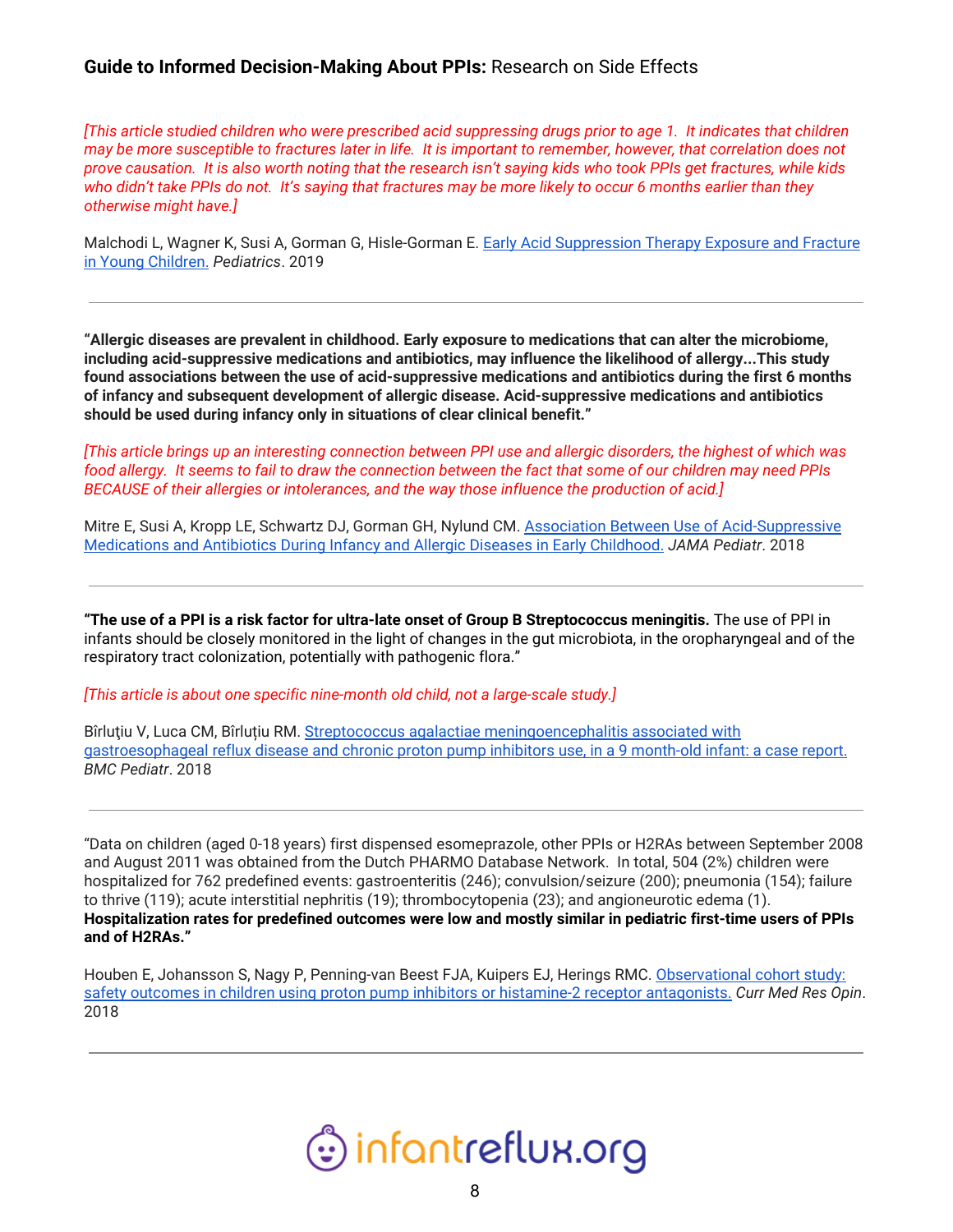*[This article studied children who were prescribed acid suppressing drugs prior to age 1. It indicates that children may be more susceptible to fractures later in life. It is important to remember, however, that correlation does not prove causation. It is also worth noting that the research isn't saying kids who took PPIs get fractures, while kids who didn't take PPIs do not. It's saying that fractures may be more likely to occur 6 months earlier than they otherwise might have.]*

Malchodi L, Wagner K, Susi A, Gorman G, Hisle-Gorman E. [Early Acid Suppression Therapy Exposure and Fracture in Young Children.](#) *Pediatrics*. 2019

---

**"Allergic diseases are prevalent in childhood. Early exposure to medications that can alter the microbiome, including acid-suppressive medications and antibiotics, may influence the likelihood of allergy...This study found associations between the use of acid-suppressive medications and antibiotics during the first 6 months of infancy and subsequent development of allergic disease. Acid-suppressive medications and antibiotics should be used during infancy only in situations of clear clinical benefit."**

*[This article brings up an interesting connection between PPI use and allergic disorders, the highest of which was food allergy. It seems to fail to draw the connection between the fact that some of our children may need PPIs BECAUSE of their allergies or intolerances, and the way those influence the production of acid.]*

Mitre E, Susi A, Kropp LE, Schwartz DJ, Gorman GH, Nylund CM. [Association Between Use of Acid-Suppressive Medications and Antibiotics During Infancy and Allergic Diseases in Early Childhood.](#) *JAMA Pediatr*. 2018

---

**"The use of a PPI is a risk factor for ultra-late onset of Group B Streptococcus meningitis.** The use of PPI in infants should be closely monitored in the light of changes in the gut microbiota, in the oropharyngeal and of the respiratory tract colonization, potentially with pathogenic flora."

*[This article is about one specific nine-month old child, not a large-scale study.]*

Bîrluţiu V, Luca CM, Bîrluţiu RM. [Streptococcus agalactiae meningoencephalitis associated with gastroesophageal reflux disease and chronic proton pump inhibitors use, in a 9 month-old infant: a case report.](#) *BMC Pediatr*. 2018

---

"Data on children (aged 0-18 years) first dispensed esomeprazole, other PPIs or H2RAs between September 2008 and August 2011 was obtained from the Dutch PHARMO Database Network. In total, 504 (2%) children were hospitalized for 762 predefined events: gastroenteritis (246); convulsion/seizure (200); pneumonia (154); failure to thrive (119); acute interstitial nephritis (19); thrombocytopenia (23); and angioneurotic edema (1). **Hospitalization rates for predefined outcomes were low and mostly similar in pediatric first-time users of PPIs and of H2RAs."**

Houben E, Johansson S, Nagy P, Penning-van Beest FJA, Kuipers EJ, Herings RMC. [Observational cohort study: safety outcomes in children using proton pump inhibitors or histamine-2 receptor antagonists.](#) *Curr Med Res Opin*. 2018

---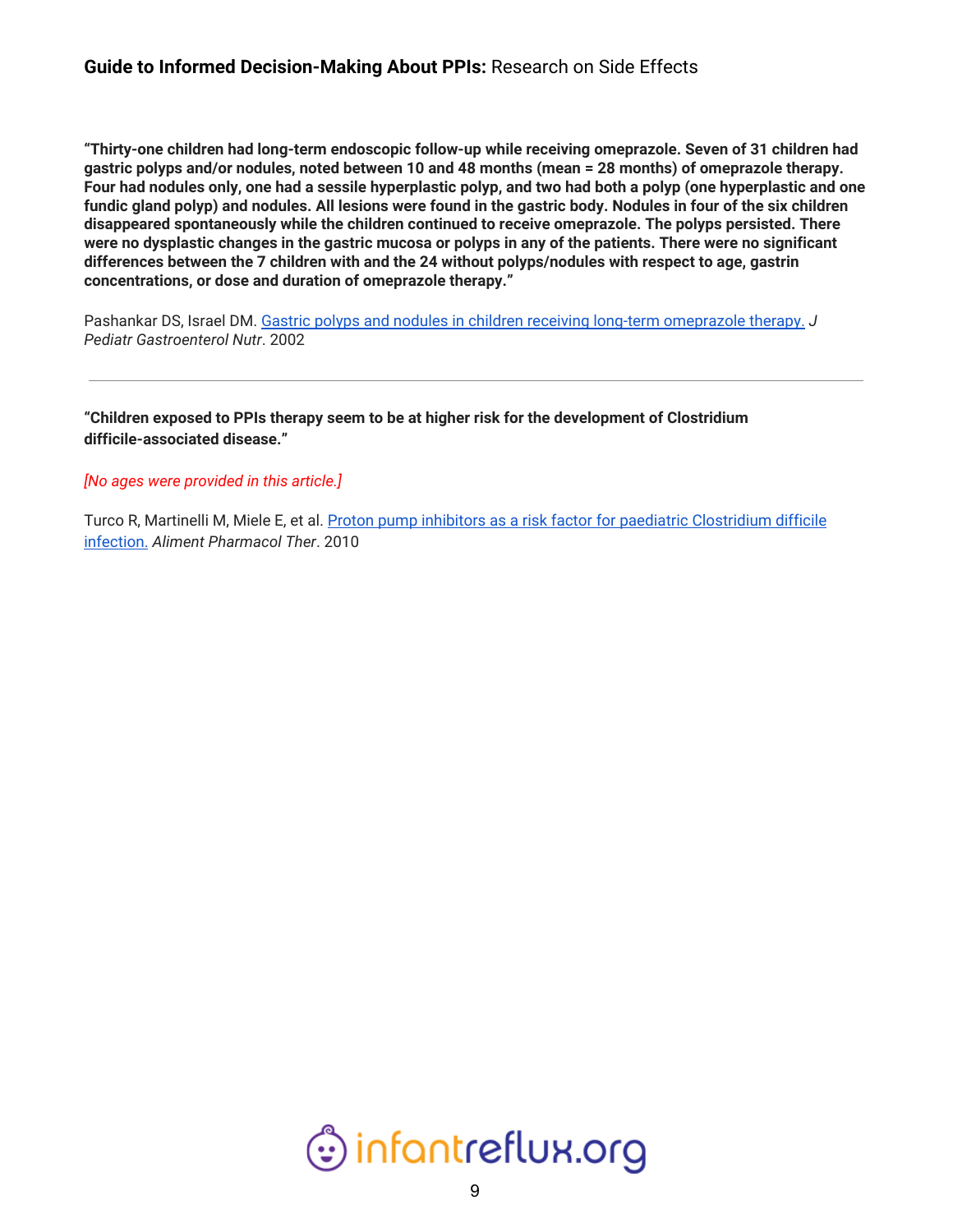**"Thirty-one children had long-term endoscopic follow-up while receiving omeprazole. Seven of 31 children had gastric polyps and/or nodules, noted between 10 and 48 months (mean = 28 months) of omeprazole therapy. Four had nodules only, one had a sessile hyperplastic polyp, and two had both a polyp (one hyperplastic and one fundic gland polyp) and nodules. All lesions were found in the gastric body. Nodules in four of the six children disappeared spontaneously while the children continued to receive omeprazole. The polyps persisted. There were no dysplastic changes in the gastric mucosa or polyps in any of the patients. There were no significant differences between the 7 children with and the 24 without polyps/nodules with respect to age, gastrin concentrations, or dose and duration of omeprazole therapy."**

Pashankar DS, Israel DM. Gastric polyps and nodules in children receiving long-term omeprazole therapy. *J Pediatr Gastroenterol Nutr*. 2002

---

**"Children exposed to PPIs therapy seem to be at higher risk for the development of Clostridium difficile-associated disease."**

*[No ages were provided in this article.]*

Turco R, Martinelli M, Miele E, et al. Proton pump inhibitors as a risk factor for paediatric Clostridium difficile infection. *Aliment Pharmacol Ther*. 2010